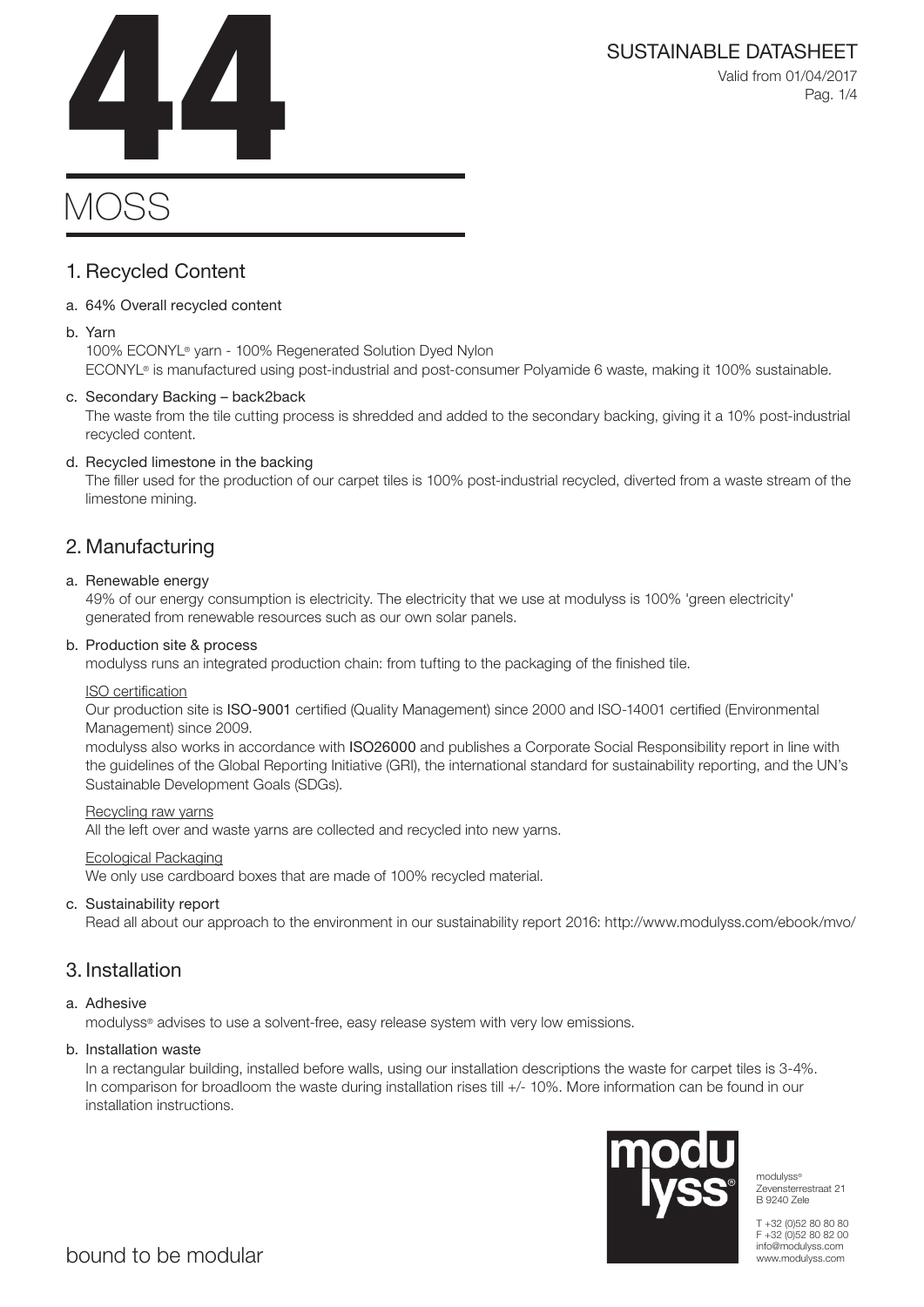# 44

SUSTAINABLE DATASHEET

Valid from 01/04/2017

# MOSS

## 1. Recycled Content

a. 64% Overall recycled content

b. Yarn

100% ECONYL® yarn - 100% Regenerated Solution Dyed Nylon
ECONYL® is manufactured using post-industrial and post-consumer Polyamide 6 waste, making it 100% sustainable.

c. Secondary Backing – back2back

The waste from the tile cutting process is shredded and added to the secondary backing, giving it a 10% post-industrial recycled content.

d. Recycled limestone in the backing

The filler used for the production of our carpet tiles is 100% post-industrial recycled, diverted from a waste stream of the limestone mining.

## 2. Manufacturing

a. Renewable energy

49% of our energy consumption is electricity. The electricity that we use at modulyss is 100% 'green electricity' generated from renewable resources such as our own solar panels.

b. Production site & process

modulyss runs an integrated production chain: from tufting to the packaging of the finished tile.

ISO certification

Our production site is **ISO-9001** certified (Quality Management) since 2000 and ISO-14001 certified (Environmental Management) since 2009.

modulyss also works in accordance with **ISO26000** and publishes a Corporate Social Responsibility report in line with the guidelines of the Global Reporting Initiative (GRI), the international standard for sustainability reporting, and the UN's Sustainable Development Goals (SDGs).

Recycling raw yarns

All the left over and waste yarns are collected and recycled into new yarns.

Ecological Packaging

We only use cardboard boxes that are made of 100% recycled material.

c. Sustainability report

Read all about our approach to the environment in our sustainability report 2016: http://www.modulyss.com/ebook/mvo/

## 3. Installation

a. Adhesive

modulyss® advises to use a solvent-free, easy release system with very low emissions.

b. Installation waste

In a rectangular building, installed before walls, using our installation descriptions the waste for carpet tiles is 3-4%. In comparison for broadloom the waste during installation rises till +/- 10%. More information can be found in our installation instructions.

bound to be modular

modulyss®
Zevensterrestraat 21
B 9240 Zele

T +32 (0)52 80 80 80
F +32 (0)52 80 82 00
info@modulyss.com
www.modulyss.com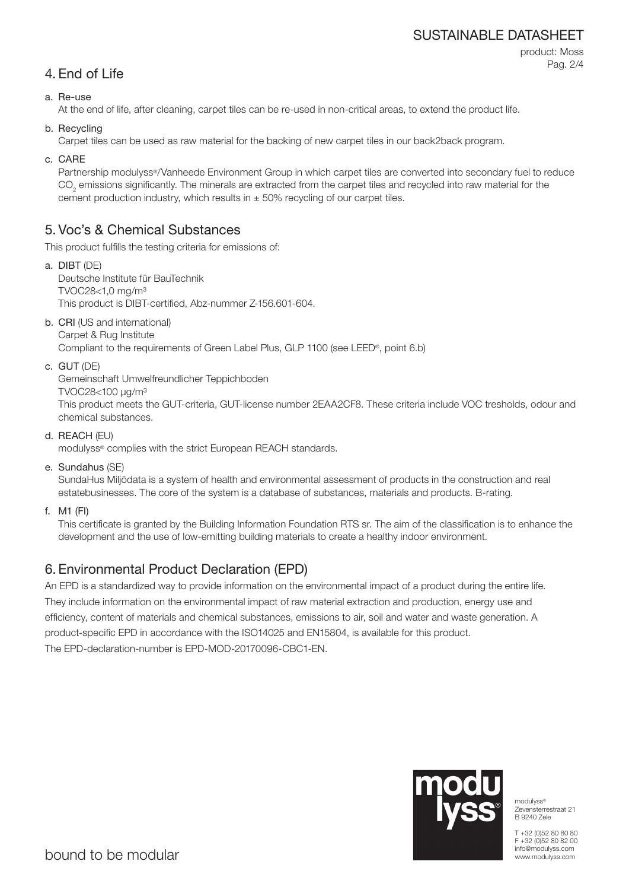## 4. End of Life

a. Re-use

At the end of life, after cleaning, carpet tiles can be re-used in non-critical areas, to extend the product life.

b. Recycling

Carpet tiles can be used as raw material for the backing of new carpet tiles in our back2back program.

c. CARE

Partnership modulyss®/Vanheede Environment Group in which carpet tiles are converted into secondary fuel to reduce $CO_2$ emissions significantly. The minerals are extracted from the carpet tiles and recycled into raw material for the cement production industry, which results in ± 50% recycling of our carpet tiles.

## 5. Voc's & Chemical Substances

This product fulfills the testing criteria for emissions of:

a. **DIBT** (DE)
Deutsche Institute für BauTechnik
TVOC28<1,0 mg/m³
This product is DIBT-certified, Abz-nummer Z-156.601-604.

b. **CRI** (US and international)
Carpet & Rug Institute
Compliant to the requirements of Green Label Plus, GLP 1100 (see LEED®, point 6.b)

c. **GUT** (DE)
Gemeinschaft Umwelfreundlicher Teppichboden
TVOC28<100 μg/m³
This product meets the GUT-criteria, GUT-license number 2EAA2CF8. These criteria include VOC tresholds, odour and chemical substances.

d. **REACH** (EU)
modulyss® complies with the strict European REACH standards.

e. **Sundahus** (SE)
SundaHus Miljödata is a system of health and environmental assessment of products in the construction and real estatebusinesses. The core of the system is a database of substances, materials and products. B-rating.

f. **M1** (FI)
This certificate is granted by the Building Information Foundation RTS sr. The aim of the classification is to enhance the development and the use of low-emitting building materials to create a healthy indoor environment.

## 6. Environmental Product Declaration (EPD)

An EPD is a standardized way to provide information on the environmental impact of a product during the entire life. They include information on the environmental impact of raw material extraction and production, energy use and efficiency, content of materials and chemical substances, emissions to air, soil and water and waste generation. A product-specific EPD in accordance with the ISO14025 and EN15804, is available for this product.
The EPD-declaration-number is EPD-MOD-20170096-CBC1-EN.

modulyss®
Zevensterrestraat 21
B 9240 Zele

T +32 (0)52 80 80 80
F +32 (0)52 80 82 00
info@modulyss.com
www.modulyss.com

bound to be modular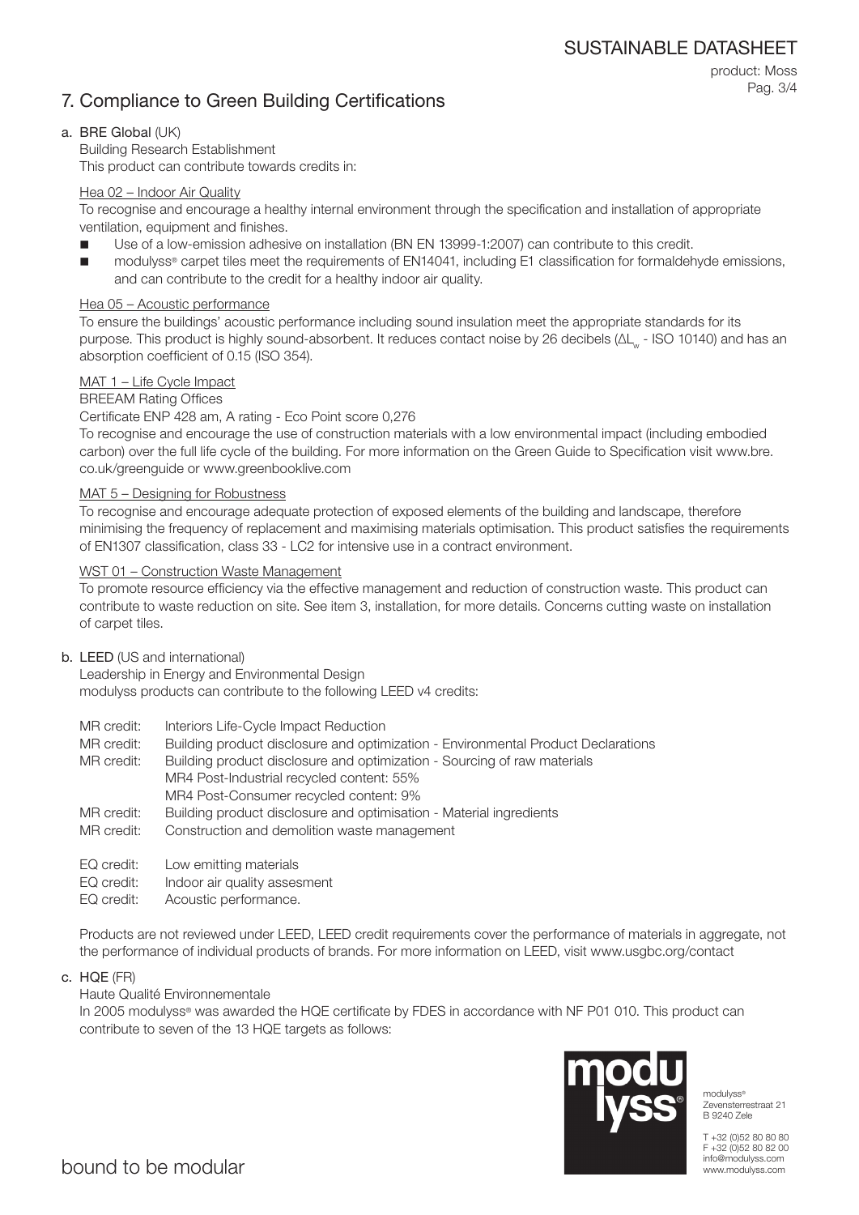# 7. Compliance to Green Building Certifications

## a. BRE Global (UK)

Building Research Establishment
This product can contribute towards credits in:

### Hea 02 – Indoor Air Quality

To recognise and encourage a healthy internal environment through the specification and installation of appropriate ventilation, equipment and finishes.

- Use of a low-emission adhesive on installation (BN EN 13999-1:2007) can contribute to this credit.
- modulyss® carpet tiles meet the requirements of EN14041, including E1 classification for formaldehyde emissions, and can contribute to the credit for a healthy indoor air quality.

### Hea 05 – Acoustic performance

To ensure the buildings' acoustic performance including sound insulation meet the appropriate standards for its purpose. This product is highly sound-absorbent. It reduces contact noise by 26 decibels ($\Delta L_w$ - ISO 10140) and has an absorption coefficient of 0.15 (ISO 354).

### MAT 1 – Life Cycle Impact

BREEAM Rating Offices
Certificate ENP 428 am, A rating - Eco Point score 0,276
To recognise and encourage the use of construction materials with a low environmental impact (including embodied carbon) over the full life cycle of the building. For more information on the Green Guide to Specification visit www.bre.co.uk/greenguide or www.greenbooklive.com

### MAT 5 – Designing for Robustness

To recognise and encourage adequate protection of exposed elements of the building and landscape, therefore minimising the frequency of replacement and maximising materials optimisation. This product satisfies the requirements of EN1307 classification, class 33 - LC2 for intensive use in a contract environment.

### WST 01 – Construction Waste Management

To promote resource efficiency via the effective management and reduction of construction waste. This product can contribute to waste reduction on site. See item 3, installation, for more details. Concerns cutting waste on installation of carpet tiles.

## b. LEED (US and international)

Leadership in Energy and Environmental Design
modulyss products can contribute to the following LEED v4 credits:

MR credit: Interiors Life-Cycle Impact Reduction
MR credit: Building product disclosure and optimization - Environmental Product Declarations
MR credit: Building product disclosure and optimization - Sourcing of raw materials
MR4 Post-Industrial recycled content: 55%
MR4 Post-Consumer recycled content: 9%
MR credit: Building product disclosure and optimisation - Material ingredients
MR credit: Construction and demolition waste management

EQ credit: Low emitting materials
EQ credit: Indoor air quality assesment
EQ credit: Acoustic performance.

Products are not reviewed under LEED, LEED credit requirements cover the performance of materials in aggregate, not the performance of individual products of brands. For more information on LEED, visit www.usgbc.org/contact

## c. HQE (FR)

Haute Qualité Environnementale
In 2005 modulyss® was awarded the HQE certificate by FDES in accordance with NF P01 010. This product can contribute to seven of the 13 HQE targets as follows: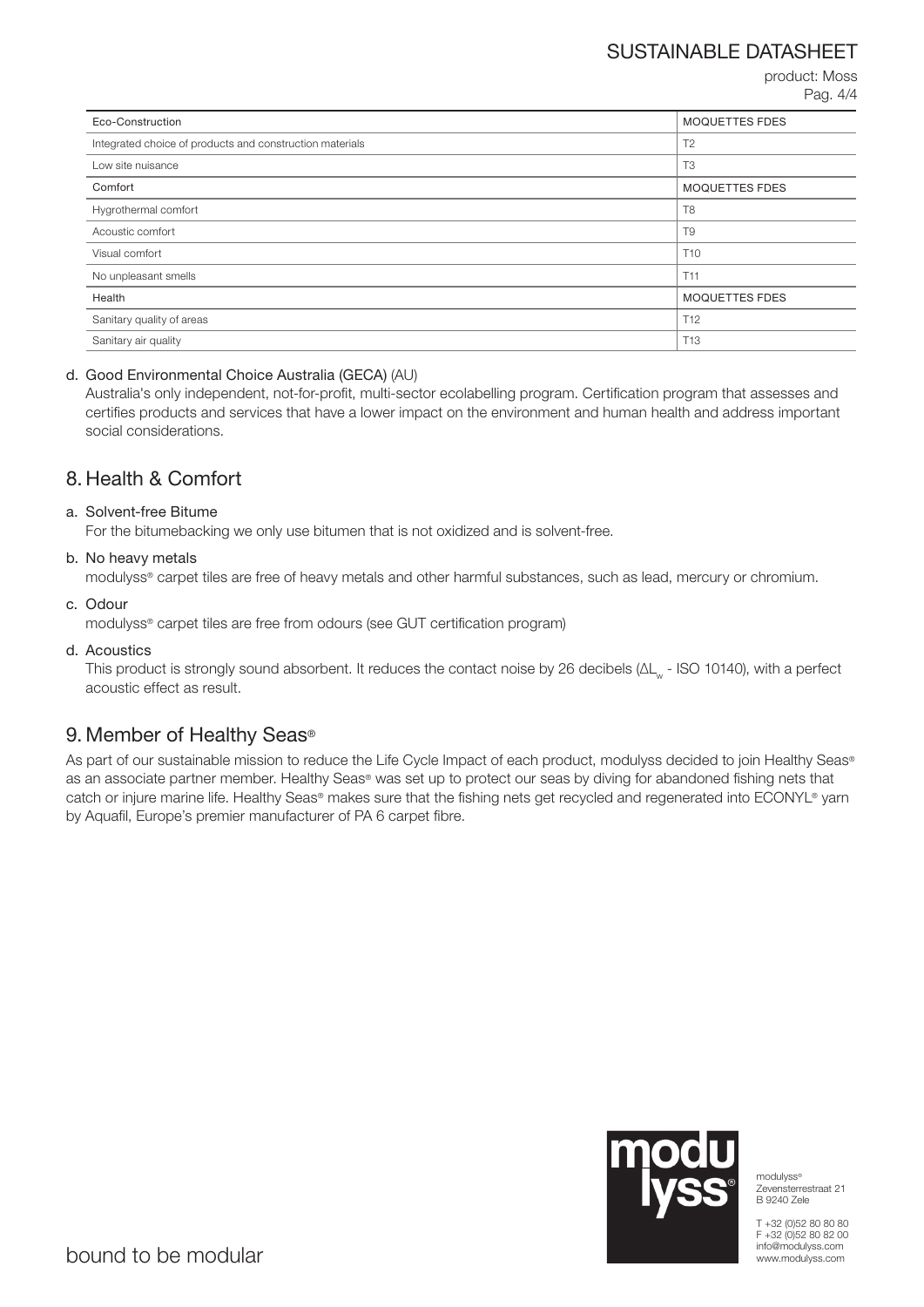| Eco-Construction | MOQUETTES FDES |
|---|---|
| Integrated choice of products and construction materials | T2 |
| Low site nuisance | T3 |
| **Comfort** | **MOQUETTES FDES** |
| Hygrothermal comfort | T8 |
| Acoustic comfort | T9 |
| Visual comfort | T10 |
| No unpleasant smells | T11 |
| **Health** | **MOQUETTES FDES** |
| Sanitary quality of areas | T12 |
| Sanitary air quality | T13 |

d. Good Environmental Choice Australia (GECA) (AU)
Australia's only independent, not-for-profit, multi-sector ecolabelling program. Certification program that assesses and certifies products and services that have a lower impact on the environment and human health and address important social considerations.

## 8. Health & Comfort

a. Solvent-free Bitume
For the bitumebacking we only use bitumen that is not oxidized and is solvent-free.

b. No heavy metals
modulyss® carpet tiles are free of heavy metals and other harmful substances, such as lead, mercury or chromium.

c. Odour
modulyss® carpet tiles are free from odours (see GUT certification program)

d. Acoustics
This product is strongly sound absorbent. It reduces the contact noise by 26 decibels ($\Delta L_w$ - ISO 10140), with a perfect acoustic effect as result.

## 9. Member of Healthy Seas®

As part of our sustainable mission to reduce the Life Cycle Impact of each product, modulyss decided to join Healthy Seas® as an associate partner member. Healthy Seas® was set up to protect our seas by diving for abandoned fishing nets that catch or injure marine life. Healthy Seas® makes sure that the fishing nets get recycled and regenerated into ECONYL® yarn by Aquafil, Europe's premier manufacturer of PA 6 carpet fibre.

modulyss®
Zevensterrestraat 21
B 9240 Zele

T +32 (0)52 80 80 80
F +32 (0)52 80 82 00
info@modulyss.com
www.modulyss.com

bound to be modular